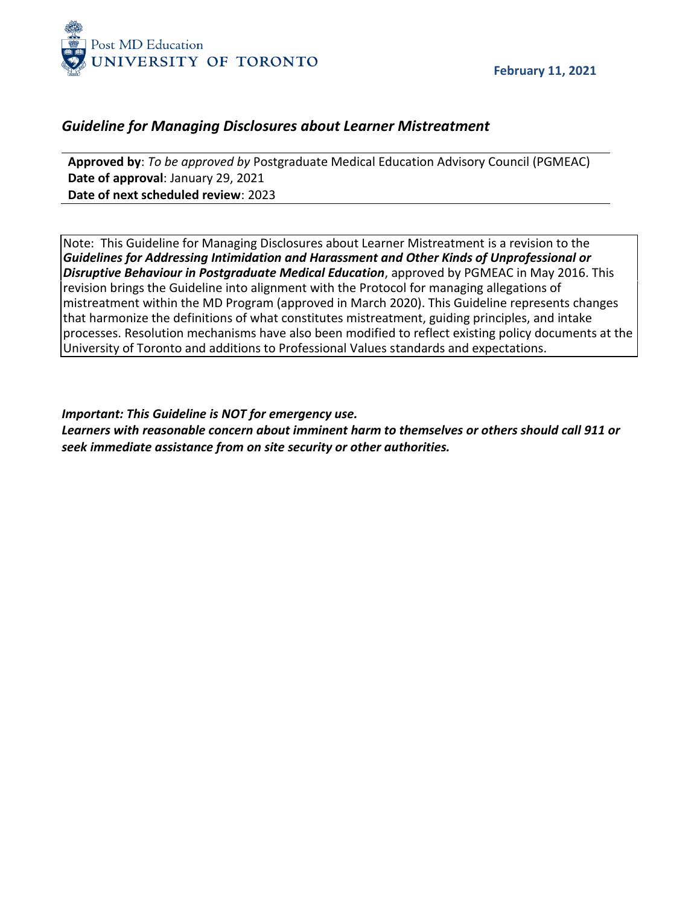Post MD Education
UNIVERSITY OF TORONTO

**February 11, 2021**

# *Guideline for Managing Disclosures about Learner Mistreatment*

**Approved by**: *To be approved by* Postgraduate Medical Education Advisory Council (PGMEAC)
**Date of approval**: January 29, 2021
**Date of next scheduled review**: 2023

Note: This Guideline for Managing Disclosures about Learner Mistreatment is a revision to the ***Guidelines for Addressing Intimidation and Harassment and Other Kinds of Unprofessional or Disruptive Behaviour in Postgraduate Medical Education***, approved by PGMEAC in May 2016. This revision brings the Guideline into alignment with the Protocol for managing allegations of mistreatment within the MD Program (approved in March 2020). This Guideline represents changes that harmonize the definitions of what constitutes mistreatment, guiding principles, and intake processes. Resolution mechanisms have also been modified to reflect existing policy documents at the University of Toronto and additions to Professional Values standards and expectations.

***Important: This Guideline is NOT for emergency use.***
***Learners with reasonable concern about imminent harm to themselves or others should call 911 or seek immediate assistance from on site security or other authorities.***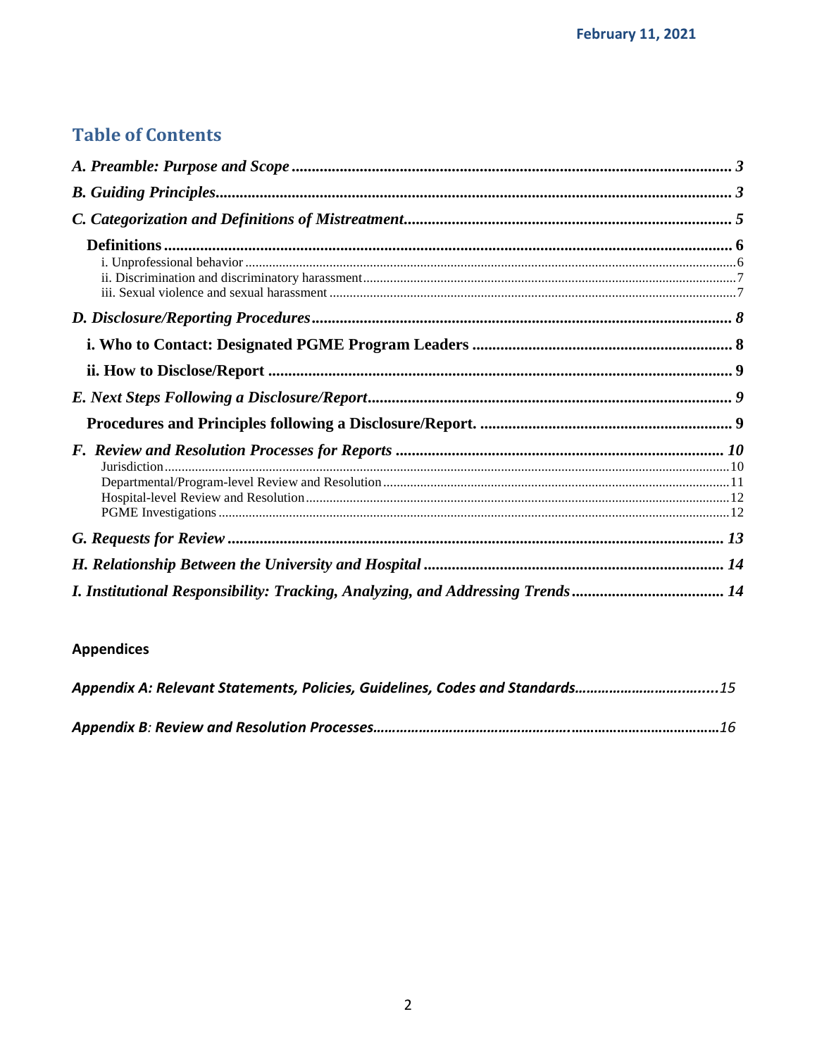February 11, 2021

## Table of Contents

*A. Preamble: Purpose and Scope* ..... 3

*B. Guiding Principles* ..... 3

*C. Categorization and Definitions of Mistreatment* ..... 5

**Definitions** ..... 6

- i. Unprofessional behavior ..... 6
- ii. Discrimination and discriminatory harassment ..... 7
- iii. Sexual violence and sexual harassment ..... 7

*D. Disclosure/Reporting Procedures* ..... 8

**i. Who to Contact: Designated PGME Program Leaders** ..... 8

**ii. How to Disclose/Report** ..... 9

*E. Next Steps Following a Disclosure/Report* ..... 9

**Procedures and Principles following a Disclosure/Report.** ..... 9

*F. Review and Resolution Processes for Reports* ..... 10

- Jurisdiction ..... 10
- Departmental/Program-level Review and Resolution ..... 11
- Hospital-level Review and Resolution ..... 12
- PGME Investigations ..... 12

*G. Requests for Review* ..... 13

*H. Relationship Between the University and Hospital* ..... 14

*I. Institutional Responsibility: Tracking, Analyzing, and Addressing Trends* ..... 14

### Appendices

*Appendix A: Relevant Statements, Policies, Guidelines, Codes and Standards* ..... 15

*Appendix B: Review and Resolution Processes* ..... 16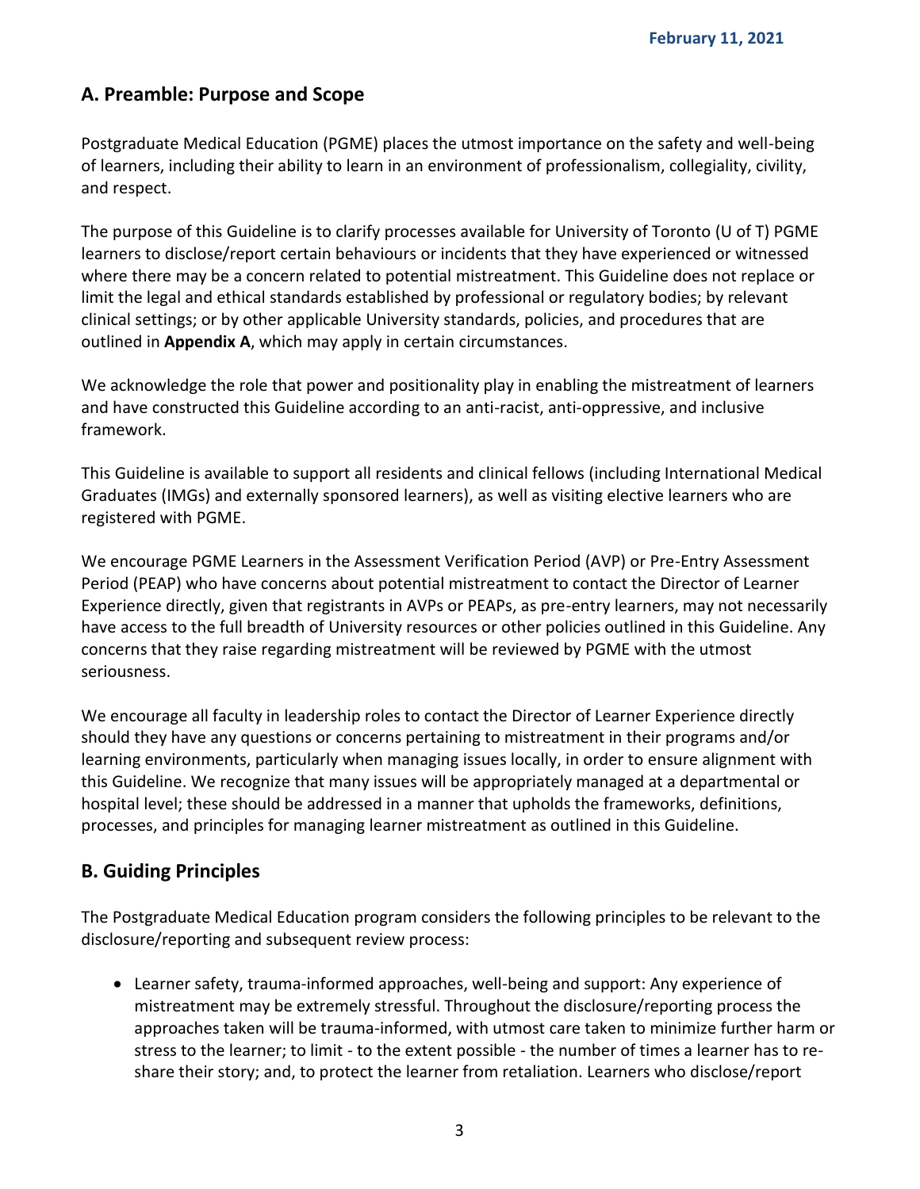## A. Preamble: Purpose and Scope

Postgraduate Medical Education (PGME) places the utmost importance on the safety and well-being of learners, including their ability to learn in an environment of professionalism, collegiality, civility, and respect.

The purpose of this Guideline is to clarify processes available for University of Toronto (U of T) PGME learners to disclose/report certain behaviours or incidents that they have experienced or witnessed where there may be a concern related to potential mistreatment. This Guideline does not replace or limit the legal and ethical standards established by professional or regulatory bodies; by relevant clinical settings; or by other applicable University standards, policies, and procedures that are outlined in **Appendix A**, which may apply in certain circumstances.

We acknowledge the role that power and positionality play in enabling the mistreatment of learners and have constructed this Guideline according to an anti-racist, anti-oppressive, and inclusive framework.

This Guideline is available to support all residents and clinical fellows (including International Medical Graduates (IMGs) and externally sponsored learners), as well as visiting elective learners who are registered with PGME.

We encourage PGME Learners in the Assessment Verification Period (AVP) or Pre-Entry Assessment Period (PEAP) who have concerns about potential mistreatment to contact the Director of Learner Experience directly, given that registrants in AVPs or PEAPs, as pre-entry learners, may not necessarily have access to the full breadth of University resources or other policies outlined in this Guideline. Any concerns that they raise regarding mistreatment will be reviewed by PGME with the utmost seriousness.

We encourage all faculty in leadership roles to contact the Director of Learner Experience directly should they have any questions or concerns pertaining to mistreatment in their programs and/or learning environments, particularly when managing issues locally, in order to ensure alignment with this Guideline. We recognize that many issues will be appropriately managed at a departmental or hospital level; these should be addressed in a manner that upholds the frameworks, definitions, processes, and principles for managing learner mistreatment as outlined in this Guideline.

## B. Guiding Principles

The Postgraduate Medical Education program considers the following principles to be relevant to the disclosure/reporting and subsequent review process:

- Learner safety, trauma-informed approaches, well-being and support: Any experience of mistreatment may be extremely stressful. Throughout the disclosure/reporting process the approaches taken will be trauma-informed, with utmost care taken to minimize further harm or stress to the learner; to limit - to the extent possible - the number of times a learner has to re-share their story; and, to protect the learner from retaliation. Learners who disclose/report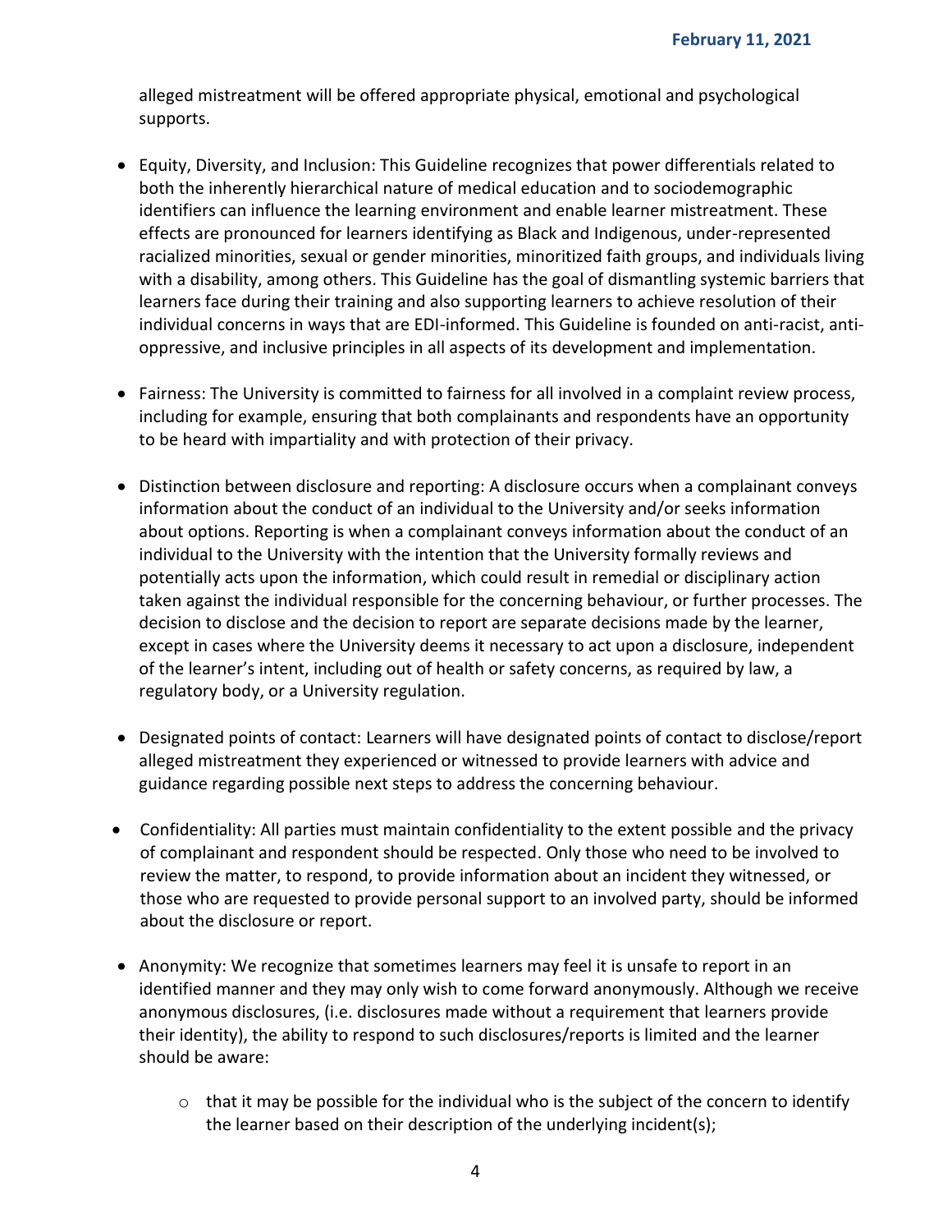alleged mistreatment will be offered appropriate physical, emotional and psychological supports.

- Equity, Diversity, and Inclusion: This Guideline recognizes that power differentials related to both the inherently hierarchical nature of medical education and to sociodemographic identifiers can influence the learning environment and enable learner mistreatment. These effects are pronounced for learners identifying as Black and Indigenous, under-represented racialized minorities, sexual or gender minorities, minoritized faith groups, and individuals living with a disability, among others. This Guideline has the goal of dismantling systemic barriers that learners face during their training and also supporting learners to achieve resolution of their individual concerns in ways that are EDI-informed. This Guideline is founded on anti-racist, anti-oppressive, and inclusive principles in all aspects of its development and implementation.

- Fairness: The University is committed to fairness for all involved in a complaint review process, including for example, ensuring that both complainants and respondents have an opportunity to be heard with impartiality and with protection of their privacy.

- Distinction between disclosure and reporting: A disclosure occurs when a complainant conveys information about the conduct of an individual to the University and/or seeks information about options. Reporting is when a complainant conveys information about the conduct of an individual to the University with the intention that the University formally reviews and potentially acts upon the information, which could result in remedial or disciplinary action taken against the individual responsible for the concerning behaviour, or further processes. The decision to disclose and the decision to report are separate decisions made by the learner, except in cases where the University deems it necessary to act upon a disclosure, independent of the learner's intent, including out of health or safety concerns, as required by law, a regulatory body, or a University regulation.

- Designated points of contact: Learners will have designated points of contact to disclose/report alleged mistreatment they experienced or witnessed to provide learners with advice and guidance regarding possible next steps to address the concerning behaviour.

- Confidentiality: All parties must maintain confidentiality to the extent possible and the privacy of complainant and respondent should be respected. Only those who need to be involved to review the matter, to respond, to provide information about an incident they witnessed, or those who are requested to provide personal support to an involved party, should be informed about the disclosure or report.

- Anonymity: We recognize that sometimes learners may feel it is unsafe to report in an identified manner and they may only wish to come forward anonymously. Although we receive anonymous disclosures, (i.e. disclosures made without a requirement that learners provide their identity), the ability to respond to such disclosures/reports is limited and the learner should be aware:

    - that it may be possible for the individual who is the subject of the concern to identify the learner based on their description of the underlying incident(s);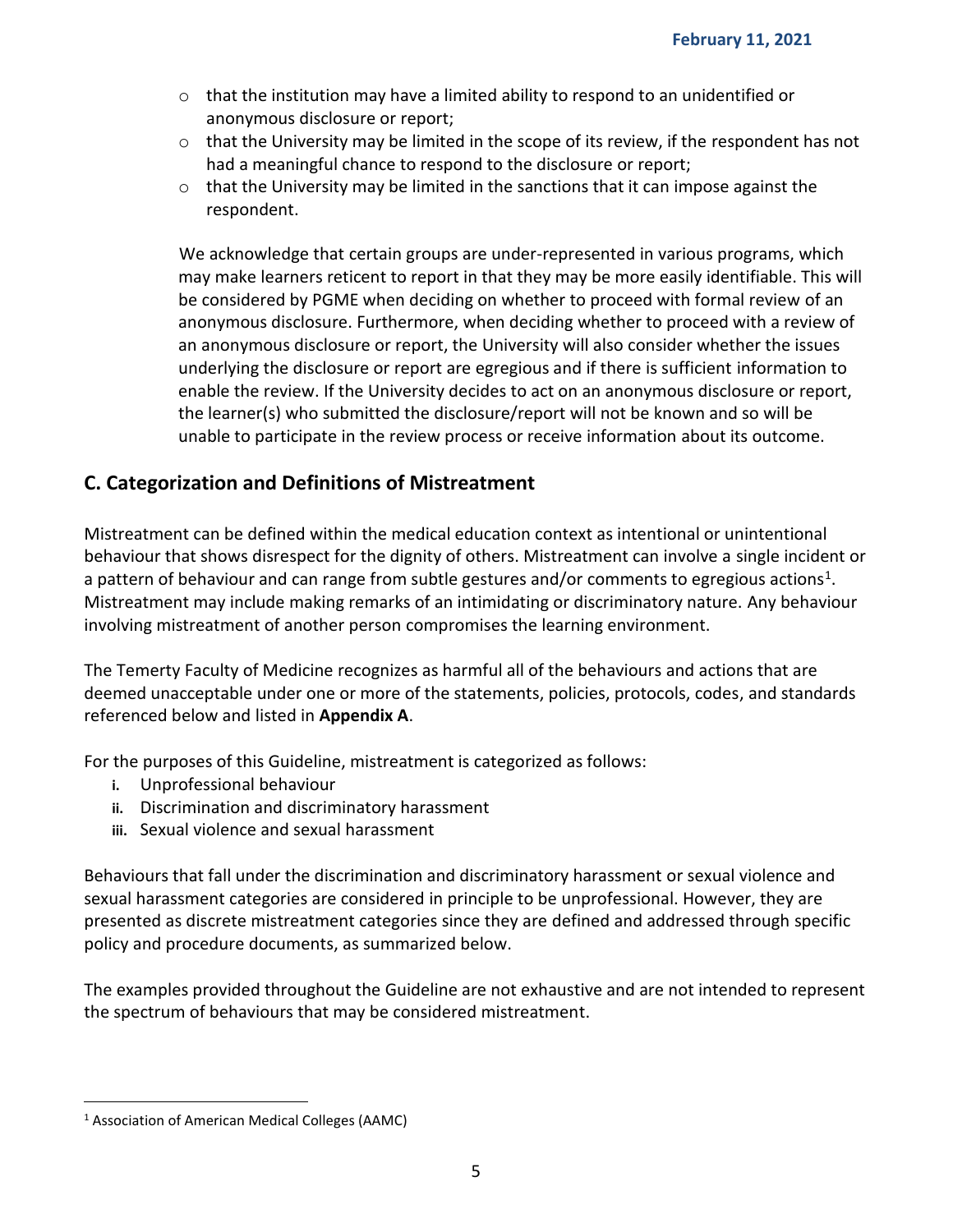- that the institution may have a limited ability to respond to an unidentified or anonymous disclosure or report;
- that the University may be limited in the scope of its review, if the respondent has not had a meaningful chance to respond to the disclosure or report;
- that the University may be limited in the sanctions that it can impose against the respondent.

We acknowledge that certain groups are under-represented in various programs, which may make learners reticent to report in that they may be more easily identifiable. This will be considered by PGME when deciding on whether to proceed with formal review of an anonymous disclosure. Furthermore, when deciding whether to proceed with a review of an anonymous disclosure or report, the University will also consider whether the issues underlying the disclosure or report are egregious and if there is sufficient information to enable the review. If the University decides to act on an anonymous disclosure or report, the learner(s) who submitted the disclosure/report will not be known and so will be unable to participate in the review process or receive information about its outcome.

## C. Categorization and Definitions of Mistreatment

Mistreatment can be defined within the medical education context as intentional or unintentional behaviour that shows disrespect for the dignity of others. Mistreatment can involve a single incident or a pattern of behaviour and can range from subtle gestures and/or comments to egregious actions[1]. Mistreatment may include making remarks of an intimidating or discriminatory nature. Any behaviour involving mistreatment of another person compromises the learning environment.

The Temerty Faculty of Medicine recognizes as harmful all of the behaviours and actions that are deemed unacceptable under one or more of the statements, policies, protocols, codes, and standards referenced below and listed in **Appendix A**.

For the purposes of this Guideline, mistreatment is categorized as follows:

i. Unprofessional behaviour
ii. Discrimination and discriminatory harassment
iii. Sexual violence and sexual harassment

Behaviours that fall under the discrimination and discriminatory harassment or sexual violence and sexual harassment categories are considered in principle to be unprofessional. However, they are presented as discrete mistreatment categories since they are defined and addressed through specific policy and procedure documents, as summarized below.

The examples provided throughout the Guideline are not exhaustive and are not intended to represent the spectrum of behaviours that may be considered mistreatment.

[1] Association of American Medical Colleges (AAMC)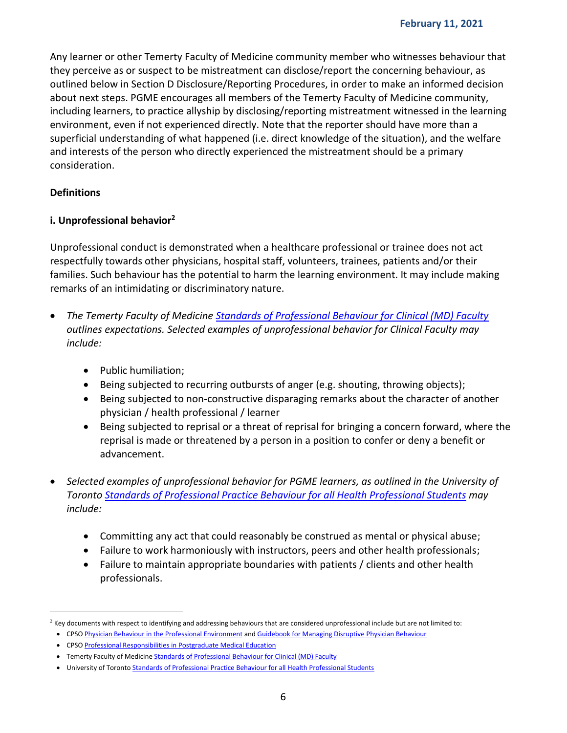Any learner or other Temerty Faculty of Medicine community member who witnesses behaviour that they perceive as or suspect to be mistreatment can disclose/report the concerning behaviour, as outlined below in Section D Disclosure/Reporting Procedures, in order to make an informed decision about next steps. PGME encourages all members of the Temerty Faculty of Medicine community, including learners, to practice allyship by disclosing/reporting mistreatment witnessed in the learning environment, even if not experienced directly. Note that the reporter should have more than a superficial understanding of what happened (i.e. direct knowledge of the situation), and the welfare and interests of the person who directly experienced the mistreatment should be a primary consideration.

**Definitions**

**i. Unprofessional behavior[2]**

Unprofessional conduct is demonstrated when a healthcare professional or trainee does not act respectfully towards other physicians, hospital staff, volunteers, trainees, patients and/or their families. Such behaviour has the potential to harm the learning environment. It may include making remarks of an intimidating or discriminatory nature.

- *The Temerty Faculty of Medicine Standards of Professional Behaviour for Clinical (MD) Faculty outlines expectations. Selected examples of unprofessional behavior for Clinical Faculty may include:*
  - Public humiliation;
  - Being subjected to recurring outbursts of anger (e.g. shouting, throwing objects);
  - Being subjected to non-constructive disparaging remarks about the character of another physician / health professional / learner
  - Being subjected to reprisal or a threat of reprisal for bringing a concern forward, where the reprisal is made or threatened by a person in a position to confer or deny a benefit or advancement.
- *Selected examples of unprofessional behavior for PGME learners, as outlined in the University of Toronto Standards of Professional Practice Behaviour for all Health Professional Students may include:*
  - Committing any act that could reasonably be construed as mental or physical abuse;
  - Failure to work harmoniously with instructors, peers and other health professionals;
  - Failure to maintain appropriate boundaries with patients / clients and other health professionals.

[2] Key documents with respect to identifying and addressing behaviours that are considered unprofessional include but are not limited to:

- CPSO Physician Behaviour in the Professional Environment and Guidebook for Managing Disruptive Physician Behaviour
- CPSO Professional Responsibilities in Postgraduate Medical Education
- Temerty Faculty of Medicine Standards of Professional Behaviour for Clinical (MD) Faculty
- University of Toronto Standards of Professional Practice Behaviour for all Health Professional Students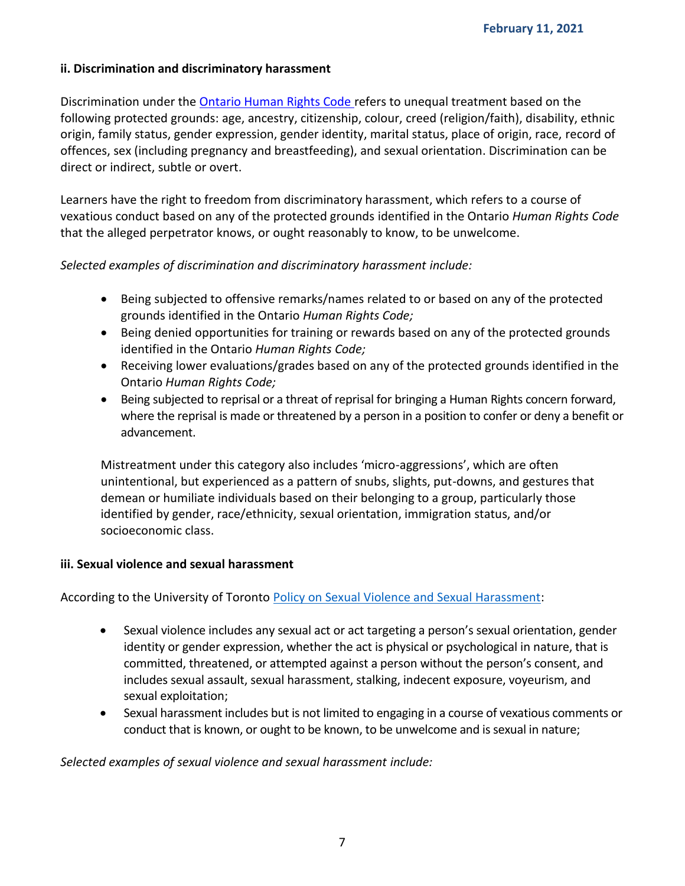**ii. Discrimination and discriminatory harassment**

Discrimination under the Ontario Human Rights Code refers to unequal treatment based on the following protected grounds: age, ancestry, citizenship, colour, creed (religion/faith), disability, ethnic origin, family status, gender expression, gender identity, marital status, place of origin, race, record of offences, sex (including pregnancy and breastfeeding), and sexual orientation. Discrimination can be direct or indirect, subtle or overt.

Learners have the right to freedom from discriminatory harassment, which refers to a course of vexatious conduct based on any of the protected grounds identified in the Ontario *Human Rights Code* that the alleged perpetrator knows, or ought reasonably to know, to be unwelcome.

*Selected examples of discrimination and discriminatory harassment include:*

- Being subjected to offensive remarks/names related to or based on any of the protected grounds identified in the Ontario *Human Rights Code;*
- Being denied opportunities for training or rewards based on any of the protected grounds identified in the Ontario *Human Rights Code;*
- Receiving lower evaluations/grades based on any of the protected grounds identified in the Ontario *Human Rights Code;*
- Being subjected to reprisal or a threat of reprisal for bringing a Human Rights concern forward, where the reprisal is made or threatened by a person in a position to confer or deny a benefit or advancement.

Mistreatment under this category also includes 'micro-aggressions', which are often unintentional, but experienced as a pattern of snubs, slights, put-downs, and gestures that demean or humiliate individuals based on their belonging to a group, particularly those identified by gender, race/ethnicity, sexual orientation, immigration status, and/or socioeconomic class.

**iii. Sexual violence and sexual harassment**

According to the University of Toronto Policy on Sexual Violence and Sexual Harassment:

- Sexual violence includes any sexual act or act targeting a person's sexual orientation, gender identity or gender expression, whether the act is physical or psychological in nature, that is committed, threatened, or attempted against a person without the person's consent, and includes sexual assault, sexual harassment, stalking, indecent exposure, voyeurism, and sexual exploitation;
- Sexual harassment includes but is not limited to engaging in a course of vexatious comments or conduct that is known, or ought to be known, to be unwelcome and is sexual in nature;

*Selected examples of sexual violence and sexual harassment include:*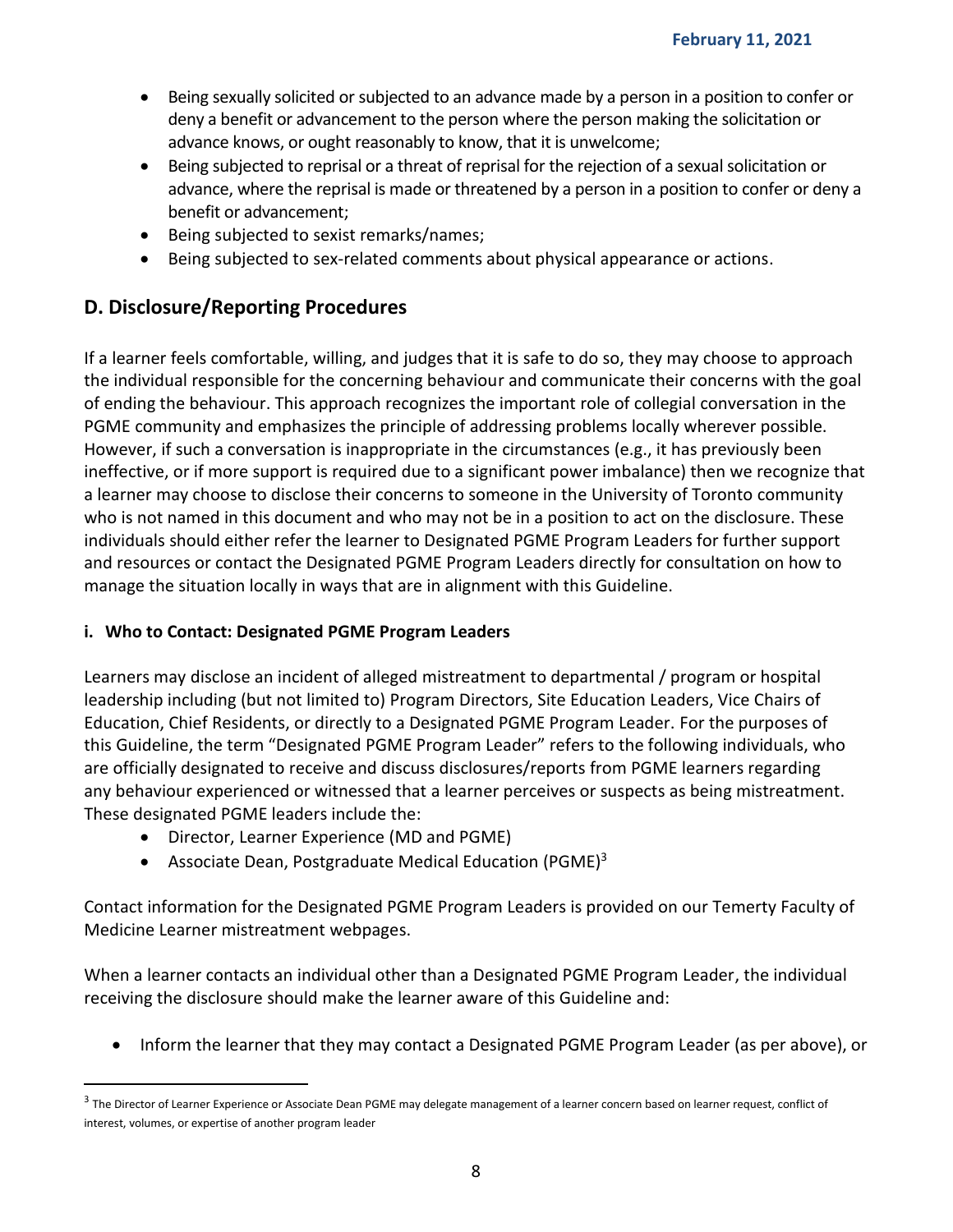- Being sexually solicited or subjected to an advance made by a person in a position to confer or deny a benefit or advancement to the person where the person making the solicitation or advance knows, or ought reasonably to know, that it is unwelcome;
- Being subjected to reprisal or a threat of reprisal for the rejection of a sexual solicitation or advance, where the reprisal is made or threatened by a person in a position to confer or deny a benefit or advancement;
- Being subjected to sexist remarks/names;
- Being subjected to sex-related comments about physical appearance or actions.

## D. Disclosure/Reporting Procedures

If a learner feels comfortable, willing, and judges that it is safe to do so, they may choose to approach the individual responsible for the concerning behaviour and communicate their concerns with the goal of ending the behaviour. This approach recognizes the important role of collegial conversation in the PGME community and emphasizes the principle of addressing problems locally wherever possible. However, if such a conversation is inappropriate in the circumstances (e.g., it has previously been ineffective, or if more support is required due to a significant power imbalance) then we recognize that a learner may choose to disclose their concerns to someone in the University of Toronto community who is not named in this document and who may not be in a position to act on the disclosure. These individuals should either refer the learner to Designated PGME Program Leaders for further support and resources or contact the Designated PGME Program Leaders directly for consultation on how to manage the situation locally in ways that are in alignment with this Guideline.

### i. Who to Contact: Designated PGME Program Leaders

Learners may disclose an incident of alleged mistreatment to departmental / program or hospital leadership including (but not limited to) Program Directors, Site Education Leaders, Vice Chairs of Education, Chief Residents, or directly to a Designated PGME Program Leader. For the purposes of this Guideline, the term "Designated PGME Program Leader" refers to the following individuals, who are officially designated to receive and discuss disclosures/reports from PGME learners regarding any behaviour experienced or witnessed that a learner perceives or suspects as being mistreatment. These designated PGME leaders include the:

- Director, Learner Experience (MD and PGME)
- Associate Dean, Postgraduate Medical Education (PGME)[3]

Contact information for the Designated PGME Program Leaders is provided on our Temerty Faculty of Medicine Learner mistreatment webpages.

When a learner contacts an individual other than a Designated PGME Program Leader, the individual receiving the disclosure should make the learner aware of this Guideline and:

- Inform the learner that they may contact a Designated PGME Program Leader (as per above), or

[3] The Director of Learner Experience or Associate Dean PGME may delegate management of a learner concern based on learner request, conflict of interest, volumes, or expertise of another program leader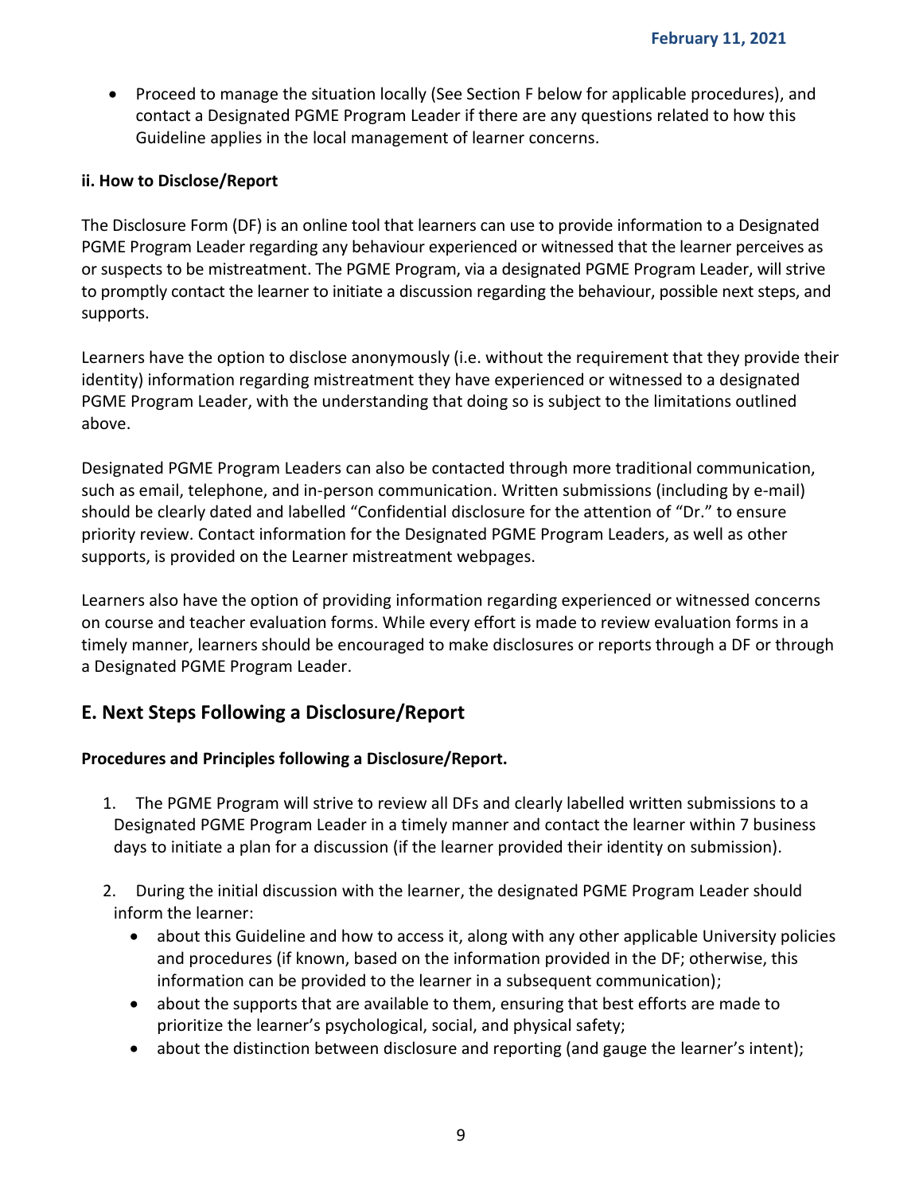- Proceed to manage the situation locally (See Section F below for applicable procedures), and contact a Designated PGME Program Leader if there are any questions related to how this Guideline applies in the local management of learner concerns.

**ii. How to Disclose/Report**

The Disclosure Form (DF) is an online tool that learners can use to provide information to a Designated PGME Program Leader regarding any behaviour experienced or witnessed that the learner perceives as or suspects to be mistreatment. The PGME Program, via a designated PGME Program Leader, will strive to promptly contact the learner to initiate a discussion regarding the behaviour, possible next steps, and supports.

Learners have the option to disclose anonymously (i.e. without the requirement that they provide their identity) information regarding mistreatment they have experienced or witnessed to a designated PGME Program Leader, with the understanding that doing so is subject to the limitations outlined above.

Designated PGME Program Leaders can also be contacted through more traditional communication, such as email, telephone, and in-person communication. Written submissions (including by e-mail) should be clearly dated and labelled "Confidential disclosure for the attention of "Dr." to ensure priority review. Contact information for the Designated PGME Program Leaders, as well as other supports, is provided on the Learner mistreatment webpages.

Learners also have the option of providing information regarding experienced or witnessed concerns on course and teacher evaluation forms. While every effort is made to review evaluation forms in a timely manner, learners should be encouraged to make disclosures or reports through a DF or through a Designated PGME Program Leader.

## E. Next Steps Following a Disclosure/Report

**Procedures and Principles following a Disclosure/Report.**

1. The PGME Program will strive to review all DFs and clearly labelled written submissions to a Designated PGME Program Leader in a timely manner and contact the learner within 7 business days to initiate a plan for a discussion (if the learner provided their identity on submission).

2. During the initial discussion with the learner, the designated PGME Program Leader should inform the learner:
   - about this Guideline and how to access it, along with any other applicable University policies and procedures (if known, based on the information provided in the DF; otherwise, this information can be provided to the learner in a subsequent communication);
   - about the supports that are available to them, ensuring that best efforts are made to prioritize the learner's psychological, social, and physical safety;
   - about the distinction between disclosure and reporting (and gauge the learner's intent);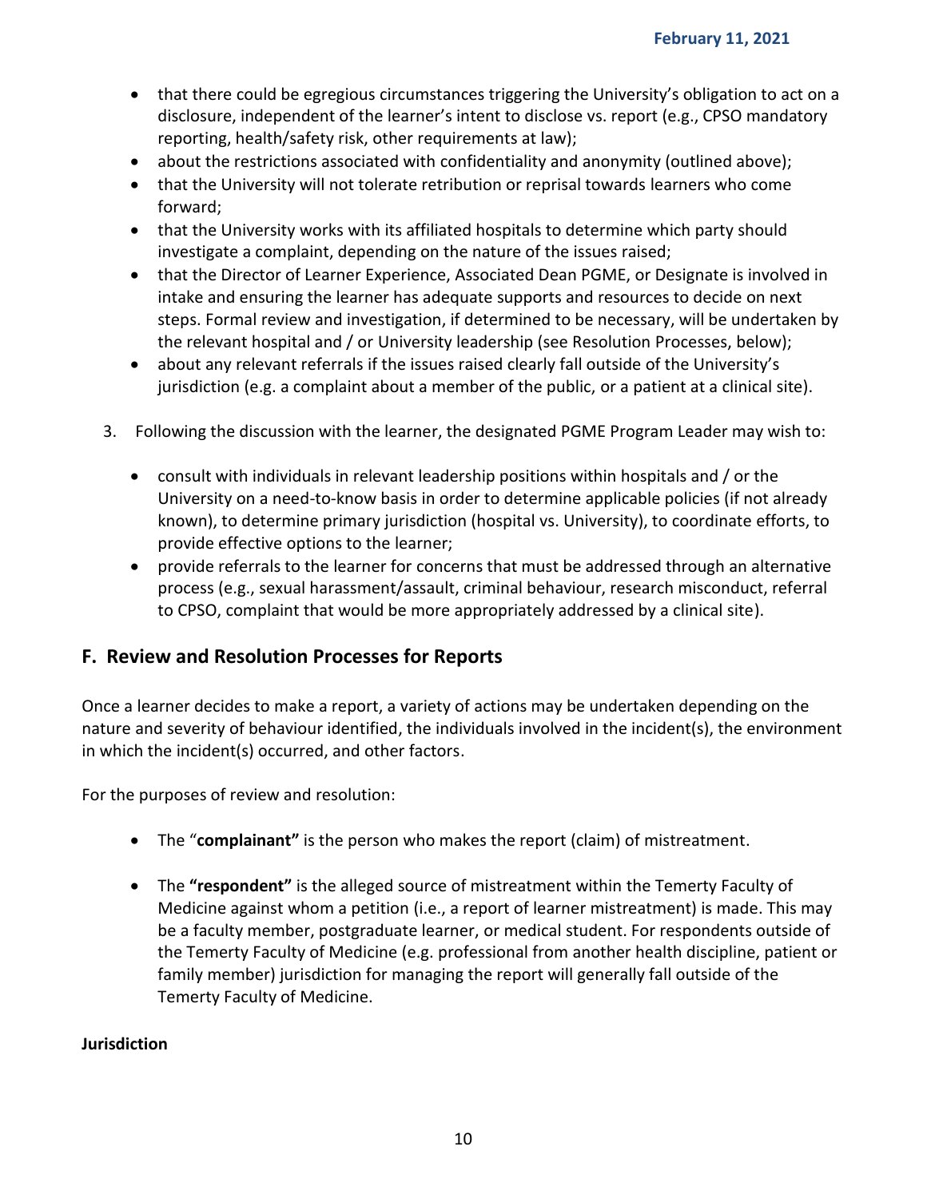- that there could be egregious circumstances triggering the University's obligation to act on a disclosure, independent of the learner's intent to disclose vs. report (e.g., CPSO mandatory reporting, health/safety risk, other requirements at law);
- about the restrictions associated with confidentiality and anonymity (outlined above);
- that the University will not tolerate retribution or reprisal towards learners who come forward;
- that the University works with its affiliated hospitals to determine which party should investigate a complaint, depending on the nature of the issues raised;
- that the Director of Learner Experience, Associated Dean PGME, or Designate is involved in intake and ensuring the learner has adequate supports and resources to decide on next steps. Formal review and investigation, if determined to be necessary, will be undertaken by the relevant hospital and / or University leadership (see Resolution Processes, below);
- about any relevant referrals if the issues raised clearly fall outside of the University's jurisdiction (e.g. a complaint about a member of the public, or a patient at a clinical site).

3. Following the discussion with the learner, the designated PGME Program Leader may wish to:

   - consult with individuals in relevant leadership positions within hospitals and / or the University on a need-to-know basis in order to determine applicable policies (if not already known), to determine primary jurisdiction (hospital vs. University), to coordinate efforts, to provide effective options to the learner;
   - provide referrals to the learner for concerns that must be addressed through an alternative process (e.g., sexual harassment/assault, criminal behaviour, research misconduct, referral to CPSO, complaint that would be more appropriately addressed by a clinical site).

## F. Review and Resolution Processes for Reports

Once a learner decides to make a report, a variety of actions may be undertaken depending on the nature and severity of behaviour identified, the individuals involved in the incident(s), the environment in which the incident(s) occurred, and other factors.

For the purposes of review and resolution:

- The "**complainant"** is the person who makes the report (claim) of mistreatment.
- The **"respondent"** is the alleged source of mistreatment within the Temerty Faculty of Medicine against whom a petition (i.e., a report of learner mistreatment) is made. This may be a faculty member, postgraduate learner, or medical student. For respondents outside of the Temerty Faculty of Medicine (e.g. professional from another health discipline, patient or family member) jurisdiction for managing the report will generally fall outside of the Temerty Faculty of Medicine.

**Jurisdiction**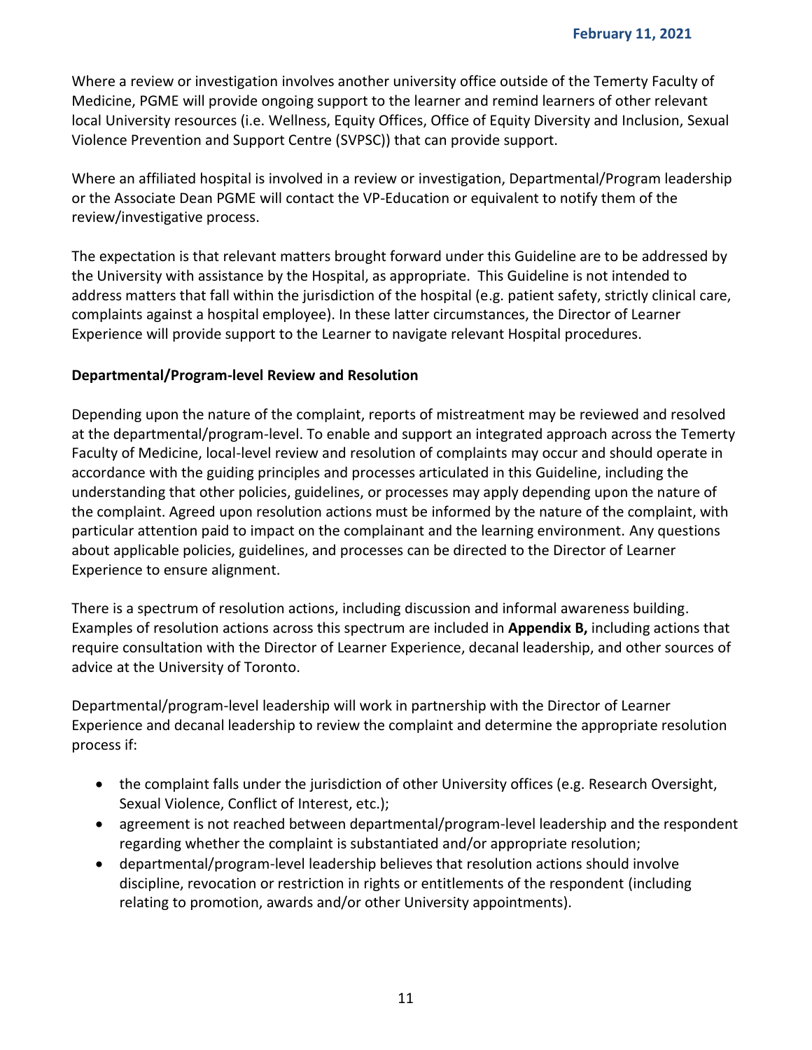Where a review or investigation involves another university office outside of the Temerty Faculty of Medicine, PGME will provide ongoing support to the learner and remind learners of other relevant local University resources (i.e. Wellness, Equity Offices, Office of Equity Diversity and Inclusion, Sexual Violence Prevention and Support Centre (SVPSC)) that can provide support.

Where an affiliated hospital is involved in a review or investigation, Departmental/Program leadership or the Associate Dean PGME will contact the VP-Education or equivalent to notify them of the review/investigative process.

The expectation is that relevant matters brought forward under this Guideline are to be addressed by the University with assistance by the Hospital, as appropriate. This Guideline is not intended to address matters that fall within the jurisdiction of the hospital (e.g. patient safety, strictly clinical care, complaints against a hospital employee). In these latter circumstances, the Director of Learner Experience will provide support to the Learner to navigate relevant Hospital procedures.

**Departmental/Program-level Review and Resolution**

Depending upon the nature of the complaint, reports of mistreatment may be reviewed and resolved at the departmental/program-level. To enable and support an integrated approach across the Temerty Faculty of Medicine, local-level review and resolution of complaints may occur and should operate in accordance with the guiding principles and processes articulated in this Guideline, including the understanding that other policies, guidelines, or processes may apply depending upon the nature of the complaint. Agreed upon resolution actions must be informed by the nature of the complaint, with particular attention paid to impact on the complainant and the learning environment. Any questions about applicable policies, guidelines, and processes can be directed to the Director of Learner Experience to ensure alignment.

There is a spectrum of resolution actions, including discussion and informal awareness building. Examples of resolution actions across this spectrum are included in **Appendix B,** including actions that require consultation with the Director of Learner Experience, decanal leadership, and other sources of advice at the University of Toronto.

Departmental/program-level leadership will work in partnership with the Director of Learner Experience and decanal leadership to review the complaint and determine the appropriate resolution process if:

- the complaint falls under the jurisdiction of other University offices (e.g. Research Oversight, Sexual Violence, Conflict of Interest, etc.);
- agreement is not reached between departmental/program-level leadership and the respondent regarding whether the complaint is substantiated and/or appropriate resolution;
- departmental/program-level leadership believes that resolution actions should involve discipline, revocation or restriction in rights or entitlements of the respondent (including relating to promotion, awards and/or other University appointments).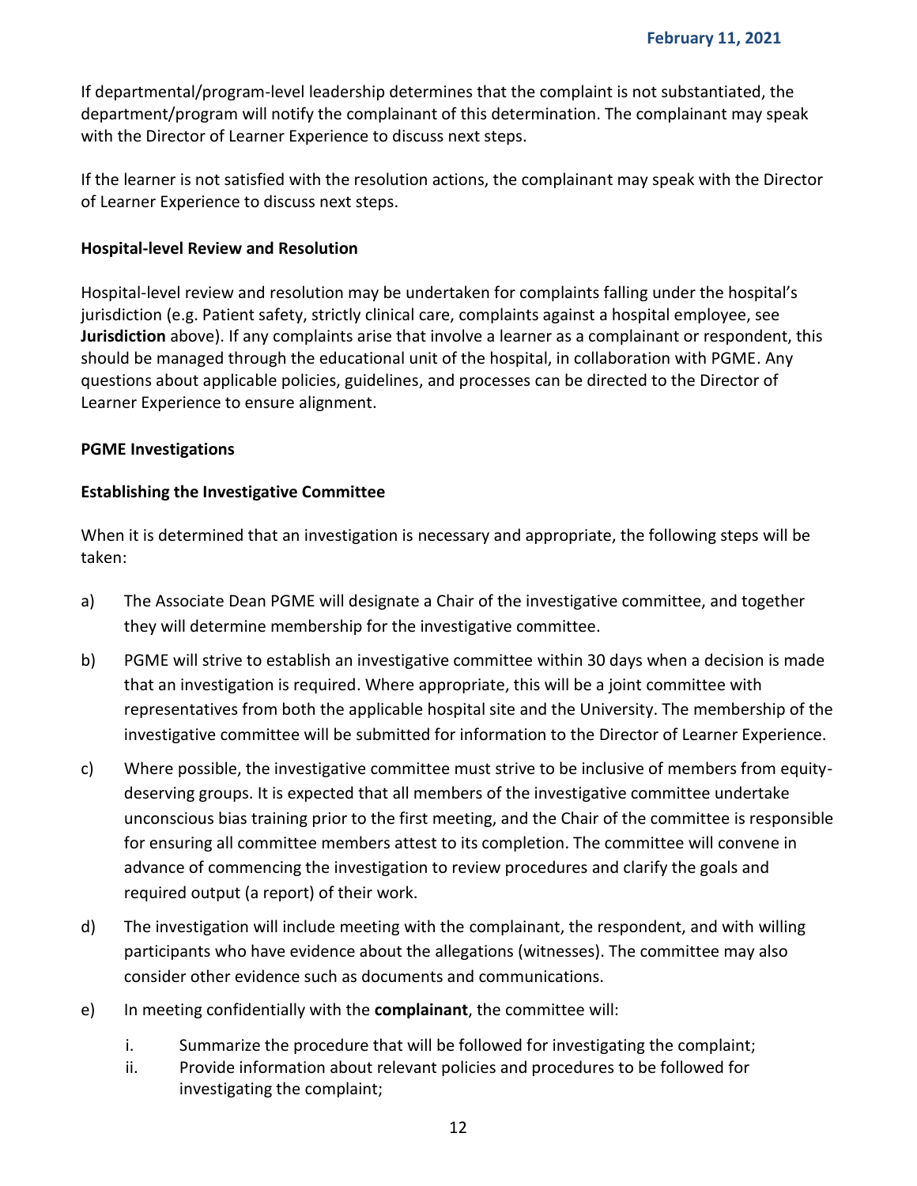If departmental/program-level leadership determines that the complaint is not substantiated, the department/program will notify the complainant of this determination. The complainant may speak with the Director of Learner Experience to discuss next steps.

If the learner is not satisfied with the resolution actions, the complainant may speak with the Director of Learner Experience to discuss next steps.

**Hospital-level Review and Resolution**

Hospital-level review and resolution may be undertaken for complaints falling under the hospital's jurisdiction (e.g. Patient safety, strictly clinical care, complaints against a hospital employee, see **Jurisdiction** above). If any complaints arise that involve a learner as a complainant or respondent, this should be managed through the educational unit of the hospital, in collaboration with PGME. Any questions about applicable policies, guidelines, and processes can be directed to the Director of Learner Experience to ensure alignment.

**PGME Investigations**

**Establishing the Investigative Committee**

When it is determined that an investigation is necessary and appropriate, the following steps will be taken:

a) The Associate Dean PGME will designate a Chair of the investigative committee, and together they will determine membership for the investigative committee.

b) PGME will strive to establish an investigative committee within 30 days when a decision is made that an investigation is required. Where appropriate, this will be a joint committee with representatives from both the applicable hospital site and the University. The membership of the investigative committee will be submitted for information to the Director of Learner Experience.

c) Where possible, the investigative committee must strive to be inclusive of members from equity-deserving groups. It is expected that all members of the investigative committee undertake unconscious bias training prior to the first meeting, and the Chair of the committee is responsible for ensuring all committee members attest to its completion. The committee will convene in advance of commencing the investigation to review procedures and clarify the goals and required output (a report) of their work.

d) The investigation will include meeting with the complainant, the respondent, and with willing participants who have evidence about the allegations (witnesses). The committee may also consider other evidence such as documents and communications.

e) In meeting confidentially with the **complainant**, the committee will:

   i. Summarize the procedure that will be followed for investigating the complaint;
   ii. Provide information about relevant policies and procedures to be followed for investigating the complaint;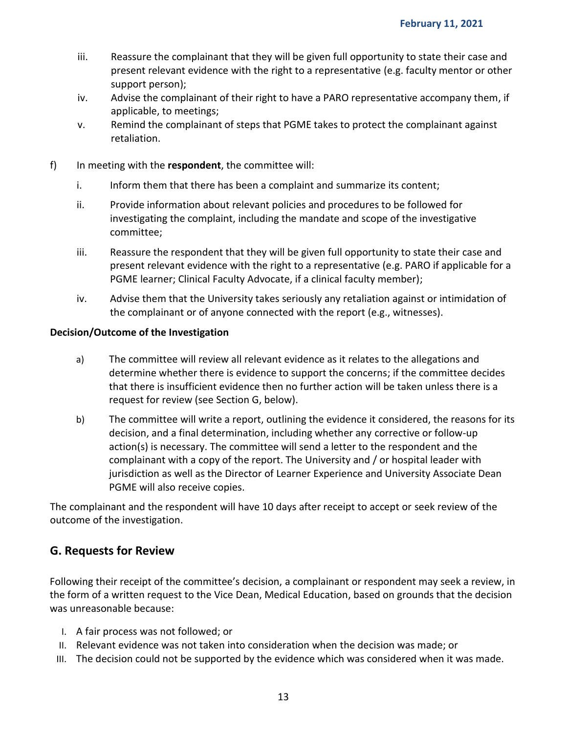iii. Reassure the complainant that they will be given full opportunity to state their case and present relevant evidence with the right to a representative (e.g. faculty mentor or other support person);

iv. Advise the complainant of their right to have a PARO representative accompany them, if applicable, to meetings;

v. Remind the complainant of steps that PGME takes to protect the complainant against retaliation.

f) In meeting with the **respondent**, the committee will:

i. Inform them that there has been a complaint and summarize its content;

ii. Provide information about relevant policies and procedures to be followed for investigating the complaint, including the mandate and scope of the investigative committee;

iii. Reassure the respondent that they will be given full opportunity to state their case and present relevant evidence with the right to a representative (e.g. PARO if applicable for a PGME learner; Clinical Faculty Advocate, if a clinical faculty member);

iv. Advise them that the University takes seriously any retaliation against or intimidation of the complainant or of anyone connected with the report (e.g., witnesses).

**Decision/Outcome of the Investigation**

a) The committee will review all relevant evidence as it relates to the allegations and determine whether there is evidence to support the concerns; if the committee decides that there is insufficient evidence then no further action will be taken unless there is a request for review (see Section G, below).

b) The committee will write a report, outlining the evidence it considered, the reasons for its decision, and a final determination, including whether any corrective or follow-up action(s) is necessary. The committee will send a letter to the respondent and the complainant with a copy of the report. The University and / or hospital leader with jurisdiction as well as the Director of Learner Experience and University Associate Dean PGME will also receive copies.

The complainant and the respondent will have 10 days after receipt to accept or seek review of the outcome of the investigation.

## G. Requests for Review

Following their receipt of the committee's decision, a complainant or respondent may seek a review, in the form of a written request to the Vice Dean, Medical Education, based on grounds that the decision was unreasonable because:

I. A fair process was not followed; or
II. Relevant evidence was not taken into consideration when the decision was made; or
III. The decision could not be supported by the evidence which was considered when it was made.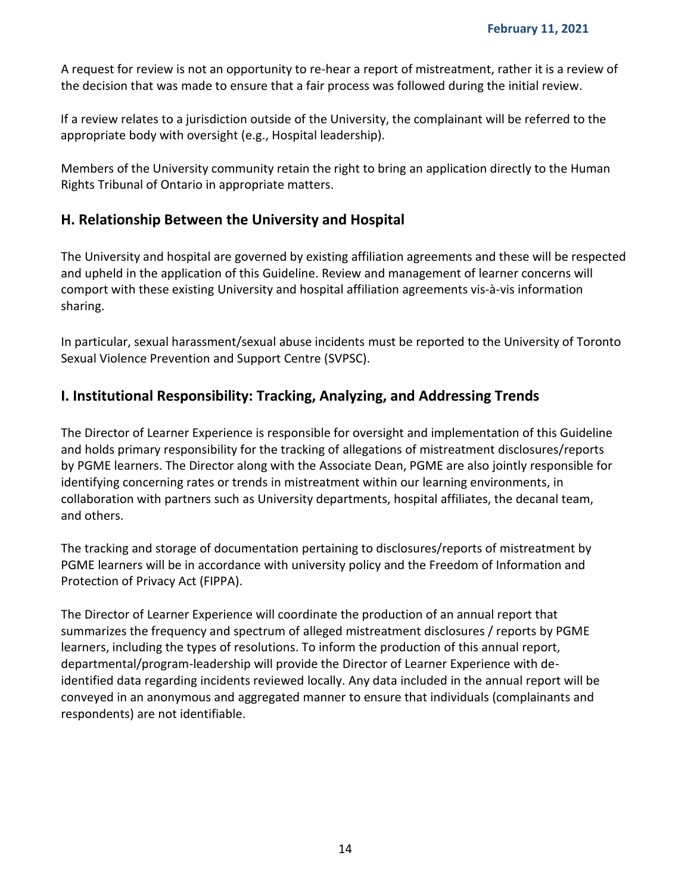A request for review is not an opportunity to re-hear a report of mistreatment, rather it is a review of the decision that was made to ensure that a fair process was followed during the initial review.

If a review relates to a jurisdiction outside of the University, the complainant will be referred to the appropriate body with oversight (e.g., Hospital leadership).

Members of the University community retain the right to bring an application directly to the Human Rights Tribunal of Ontario in appropriate matters.

## H. Relationship Between the University and Hospital

The University and hospital are governed by existing affiliation agreements and these will be respected and upheld in the application of this Guideline. Review and management of learner concerns will comport with these existing University and hospital affiliation agreements vis-à-vis information sharing.

In particular, sexual harassment/sexual abuse incidents must be reported to the University of Toronto Sexual Violence Prevention and Support Centre (SVPSC).

## I. Institutional Responsibility: Tracking, Analyzing, and Addressing Trends

The Director of Learner Experience is responsible for oversight and implementation of this Guideline and holds primary responsibility for the tracking of allegations of mistreatment disclosures/reports by PGME learners. The Director along with the Associate Dean, PGME are also jointly responsible for identifying concerning rates or trends in mistreatment within our learning environments, in collaboration with partners such as University departments, hospital affiliates, the decanal team, and others.

The tracking and storage of documentation pertaining to disclosures/reports of mistreatment by PGME learners will be in accordance with university policy and the Freedom of Information and Protection of Privacy Act (FIPPA).

The Director of Learner Experience will coordinate the production of an annual report that summarizes the frequency and spectrum of alleged mistreatment disclosures / reports by PGME learners, including the types of resolutions. To inform the production of this annual report, departmental/program-leadership will provide the Director of Learner Experience with de-identified data regarding incidents reviewed locally. Any data included in the annual report will be conveyed in an anonymous and aggregated manner to ensure that individuals (complainants and respondents) are not identifiable.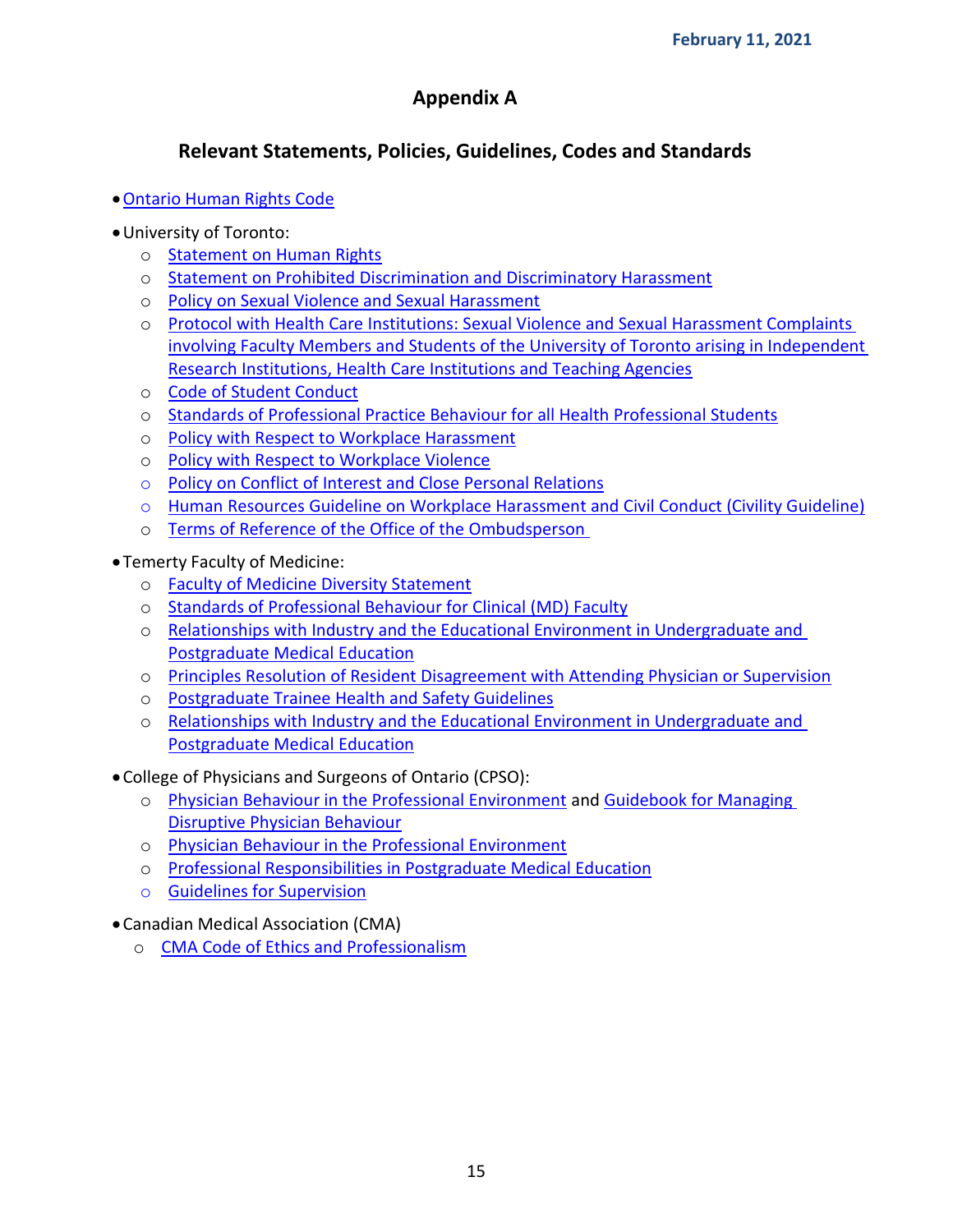# Appendix A

## Relevant Statements, Policies, Guidelines, Codes and Standards

- Ontario Human Rights Code
- University of Toronto:
    - Statement on Human Rights
    - Statement on Prohibited Discrimination and Discriminatory Harassment
    - Policy on Sexual Violence and Sexual Harassment
    - Protocol with Health Care Institutions: Sexual Violence and Sexual Harassment Complaints involving Faculty Members and Students of the University of Toronto arising in Independent Research Institutions, Health Care Institutions and Teaching Agencies
    - Code of Student Conduct
    - Standards of Professional Practice Behaviour for all Health Professional Students
    - Policy with Respect to Workplace Harassment
    - Policy with Respect to Workplace Violence
    - Policy on Conflict of Interest and Close Personal Relations
    - Human Resources Guideline on Workplace Harassment and Civil Conduct (Civility Guideline)
    - Terms of Reference of the Office of the Ombudsperson
- Temerty Faculty of Medicine:
    - Faculty of Medicine Diversity Statement
    - Standards of Professional Behaviour for Clinical (MD) Faculty
    - Relationships with Industry and the Educational Environment in Undergraduate and Postgraduate Medical Education
    - Principles Resolution of Resident Disagreement with Attending Physician or Supervision
    - Postgraduate Trainee Health and Safety Guidelines
    - Relationships with Industry and the Educational Environment in Undergraduate and Postgraduate Medical Education
- College of Physicians and Surgeons of Ontario (CPSO):
    - Physician Behaviour in the Professional Environment and Guidebook for Managing Disruptive Physician Behaviour
    - Physician Behaviour in the Professional Environment
    - Professional Responsibilities in Postgraduate Medical Education
    - Guidelines for Supervision
- Canadian Medical Association (CMA)
    - CMA Code of Ethics and Professionalism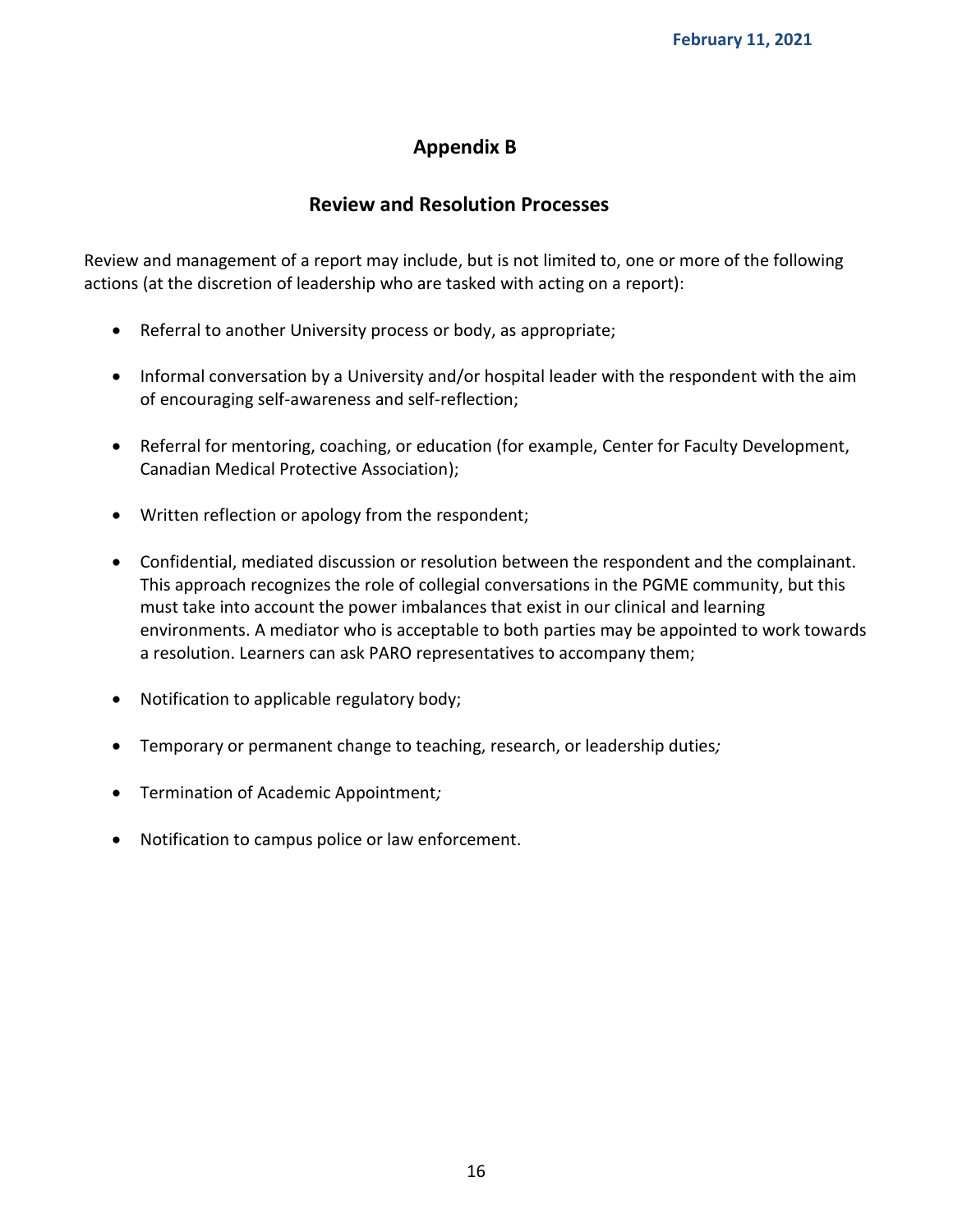# Appendix B

## Review and Resolution Processes

Review and management of a report may include, but is not limited to, one or more of the following actions (at the discretion of leadership who are tasked with acting on a report):

- Referral to another University process or body, as appropriate;
- Informal conversation by a University and/or hospital leader with the respondent with the aim of encouraging self-awareness and self-reflection;
- Referral for mentoring, coaching, or education (for example, Center for Faculty Development, Canadian Medical Protective Association);
- Written reflection or apology from the respondent;
- Confidential, mediated discussion or resolution between the respondent and the complainant. This approach recognizes the role of collegial conversations in the PGME community, but this must take into account the power imbalances that exist in our clinical and learning environments. A mediator who is acceptable to both parties may be appointed to work towards a resolution. Learners can ask PARO representatives to accompany them;
- Notification to applicable regulatory body;
- Temporary or permanent change to teaching, research, or leadership duties*;*
- Termination of Academic Appointment*;*
- Notification to campus police or law enforcement.